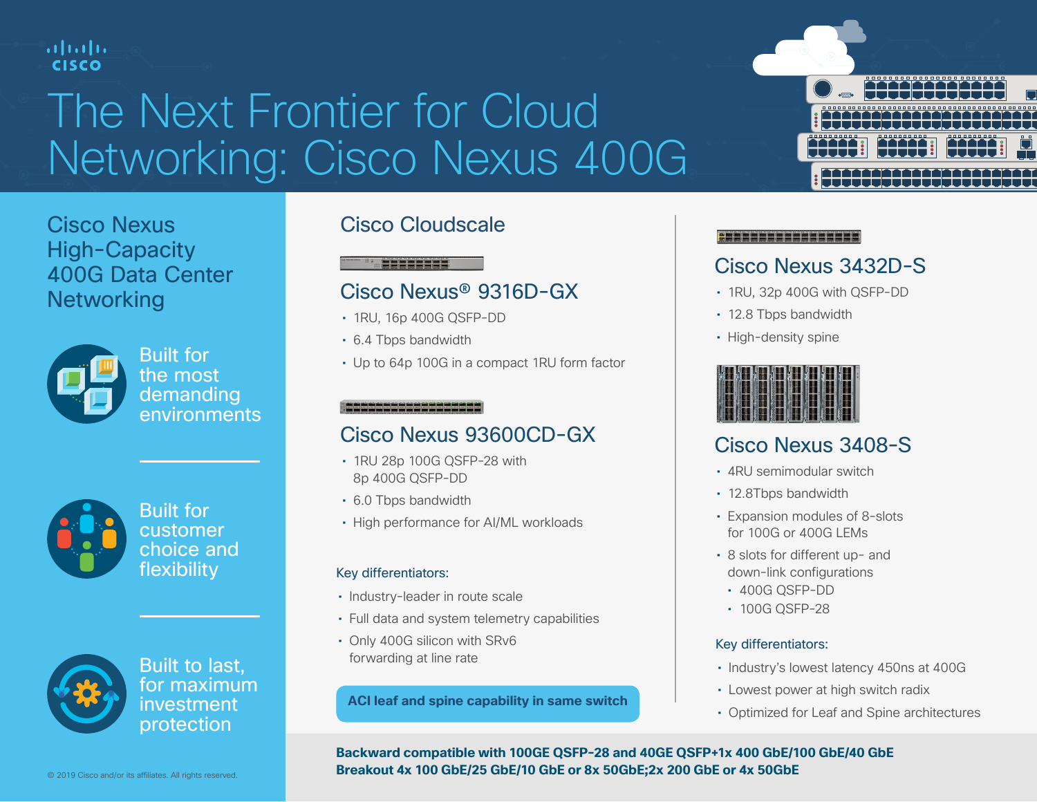# The Next Frontier for Cloud Networking: Cisco Nexus 400G

## Cisco Nexus High-Capacity 400G Data Center Networking

Built for the most demanding environments

Built for customer choice and flexibility

Built to last, for maximum investment protection

## Cisco Cloudscale

### Cisco Nexus® 9316D-GX

- 1RU, 16p 400G QSFP-DD
- 6.4 Tbps bandwidth
- Up to 64p 100G in a compact 1RU form factor

### Cisco Nexus 93600CD-GX

- 1RU 28p 100G QSFP-28 with 8p 400G QSFP-DD
- 6.0 Tbps bandwidth
- High performance for AI/ML workloads

Key differentiators:

- Industry-leader in route scale
- Full data and system telemetry capabilities
- Only 400G silicon with SRv6 forwarding at line rate

**ACI leaf and spine capability in same switch**

### Cisco Nexus 3432D-S

- 1RU, 32p 400G with QSFP-DD
- 12.8 Tbps bandwidth
- High-density spine

### Cisco Nexus 3408-S

- 4RU semimodular switch
- 12.8Tbps bandwidth
- Expansion modules of 8-slots for 100G or 400G LEMs
- 8 slots for different up- and down-link configurations
  - 400G QSFP-DD
  - 100G QSFP-28

Key differentiators:

- Industry's lowest latency 450ns at 400G
- Lowest power at high switch radix
- Optimized for Leaf and Spine architectures

**Backward compatible with 100GE QSFP-28 and 40GE QSFP+1x 400 GbE/100 GbE/40 GbE Breakout 4x 100 GbE/25 GbE/10 GbE or 8x 50GbE;2x 200 GbE or 4x 50GbE**

© 2019 Cisco and/or its affiliates. All rights reserved.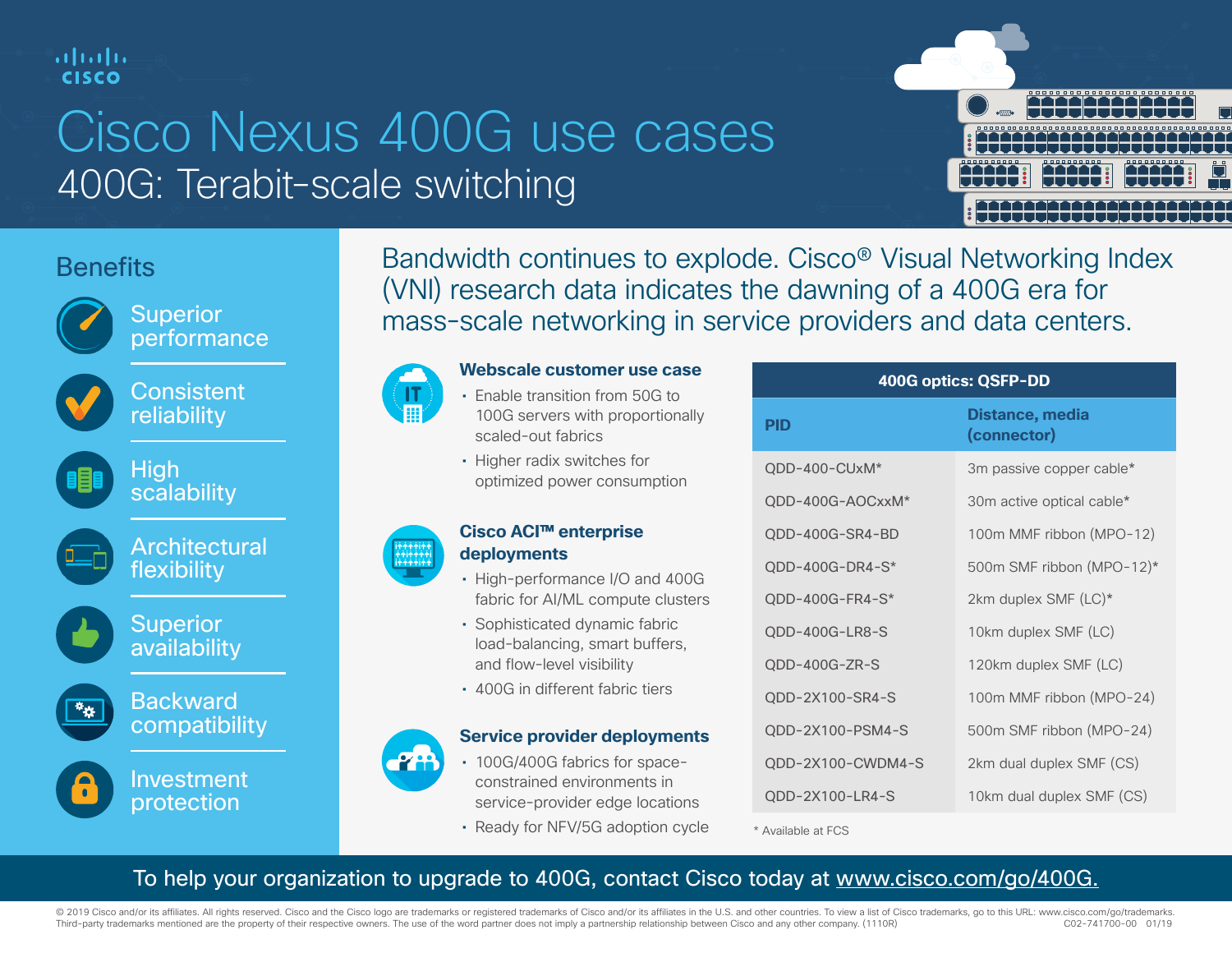# Cisco Nexus 400G use cases

## 400G: Terabit-scale switching

## Benefits

- Superior performance
- Consistent reliability
- High scalability
- Architectural flexibility
- Superior availability
- Backward compatibility
- Investment protection

Bandwidth continues to explode. Cisco® Visual Networking Index (VNI) research data indicates the dawning of a 400G era for mass-scale networking in service providers and data centers.

### Webscale customer use case

- Enable transition from 50G to 100G servers with proportionally scaled-out fabrics
- Higher radix switches for optimized power consumption

### Cisco ACI™ enterprise deployments

- High-performance I/O and 400G fabric for AI/ML compute clusters
- Sophisticated dynamic fabric load-balancing, smart buffers, and flow-level visibility
- 400G in different fabric tiers

### Service provider deployments

- 100G/400G fabrics for space-constrained environments in service-provider edge locations
- Ready for NFV/5G adoption cycle

| 400G optics: QSFP-DD | |
|---|---|
| **PID** | **Distance, media (connector)** |
| QDD-400-CUxM* | 3m passive copper cable* |
| QDD-400G-AOCxxM* | 30m active optical cable* |
| QDD-400G-SR4-BD | 100m MMF ribbon (MPO-12) |
| QDD-400G-DR4-S* | 500m SMF ribbon (MPO-12)* |
| QDD-400G-FR4-S* | 2km duplex SMF (LC)* |
| QDD-400G-LR8-S | 10km duplex SMF (LC) |
| QDD-400G-ZR-S | 120km duplex SMF (LC) |
| QDD-2X100-SR4-S | 100m MMF ribbon (MPO-24) |
| QDD-2X100-PSM4-S | 500m SMF ribbon (MPO-24) |
| QDD-2X100-CWDM4-S | 2km dual duplex SMF (CS) |
| QDD-2X100-LR4-S | 10km dual duplex SMF (CS) |

\* Available at FCS

To help your organization to upgrade to 400G, contact Cisco today at www.cisco.com/go/400G.

© 2019 Cisco and/or its affiliates. All rights reserved. Cisco and the Cisco logo are trademarks or registered trademarks of Cisco and/or its affiliates in the U.S. and other countries. To view a list of Cisco trademarks, go to this URL: www.cisco.com/go/trademarks. Third-party trademarks mentioned are the property of their respective owners. The use of the word partner does not imply a partnership relationship between Cisco and any other company. (1110R) C02-741700-00 01/19